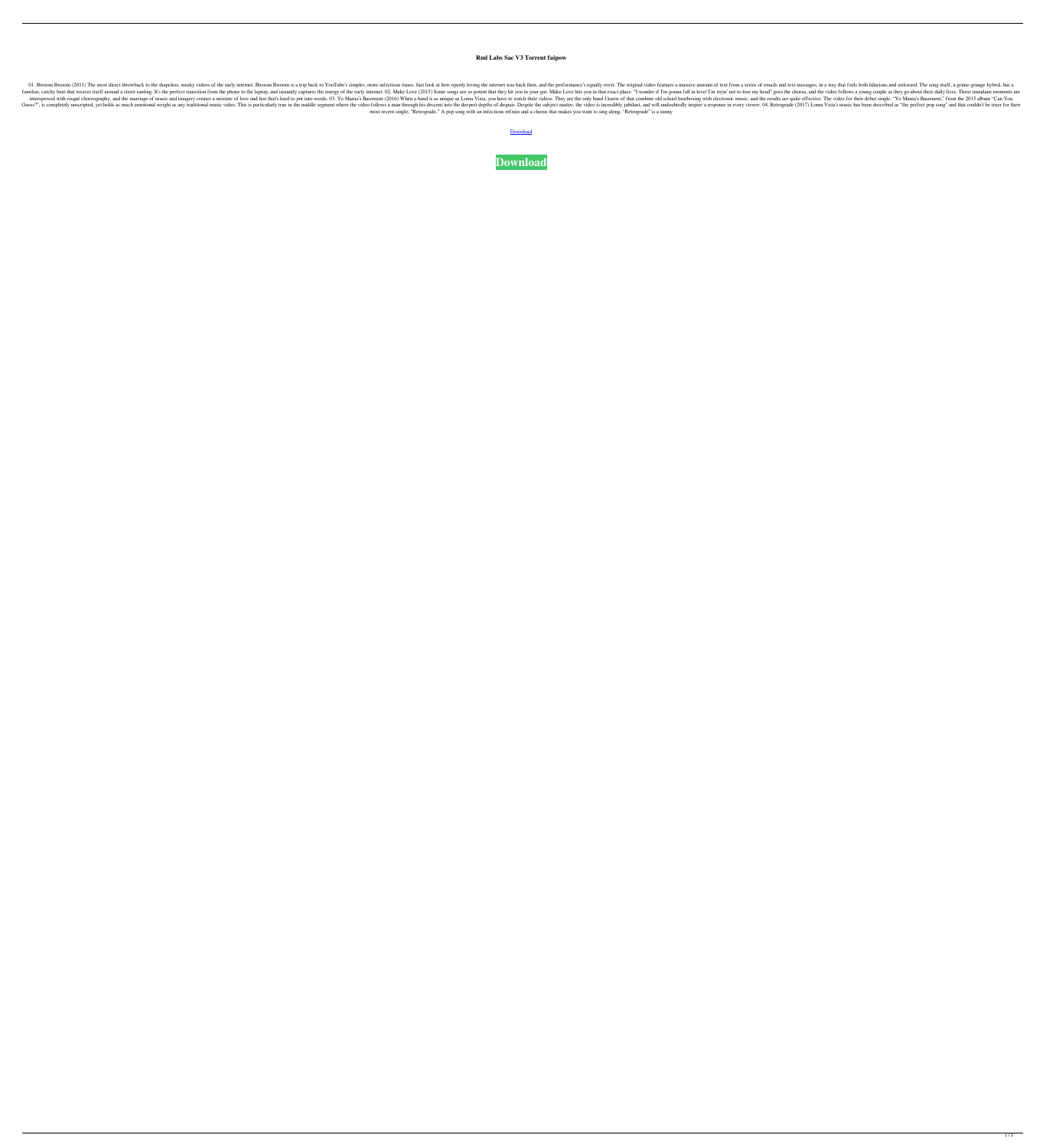# Rml Labs Sac V3 Torrent faipow

01. Bwoom Bwoom (2011) The most direct throwback to the shapeless, murky videos of the early internet. Bwoom Bwoom is a trip back to YouTube's simpler, more infectious times. Just look at how openly loving the internet was back then, and the performance's equally overt. The original video features a massive amount of text from a series of emails and text messages, in a way that feels both hilarious and awkward. The song itself, a grime-grunge hybrid, has a familiar, catchy beat that weaves itself around a street ranting. It's the perfect transition from the phone to the laptop, and instantly captures the energy of the early internet. 02. Make Love (2015) Some songs are so potent that they hit you in your gut. Make Love hits you in that exact place. "I wonder if I'm gonna fall in love/ I'm tryin' not to lose my head" goes the chorus, and the video follows a young couple as they go about their daily lives. These mundane moments are interspersed with risqué choreography, and the marriage of music and imagery creates a mixture of love and lust that's hard to put into words. 03. Yo Mama's Basement (2016) When a band is as unique as Loma Vista, you have to watch their videos. They are the only band I know of that combine old school beatboxing with electronic music, and the results are quite effective. The video for their debut single, "Yo Mama's Basement," from the 2015 album "Can You Guess?", is completely unscripted, yet holds as much emotional weight as any traditional music video. This is particularly true in the middle segment where the video follows a man through his descent into the deepest depths of despair. Despite the subject matter, the video is incredibly jubilant, and will undoubtedly inspire a response in every viewer. 04. Retrograde (2017) Loma Vista's music has been described as "the perfect pop song" and that couldn't be truer for their most recent single, "Retrograde." A pop song with an infectious refrain and a chorus that makes you want to sing along, "Retrograde" is a sunny

Download

**Download**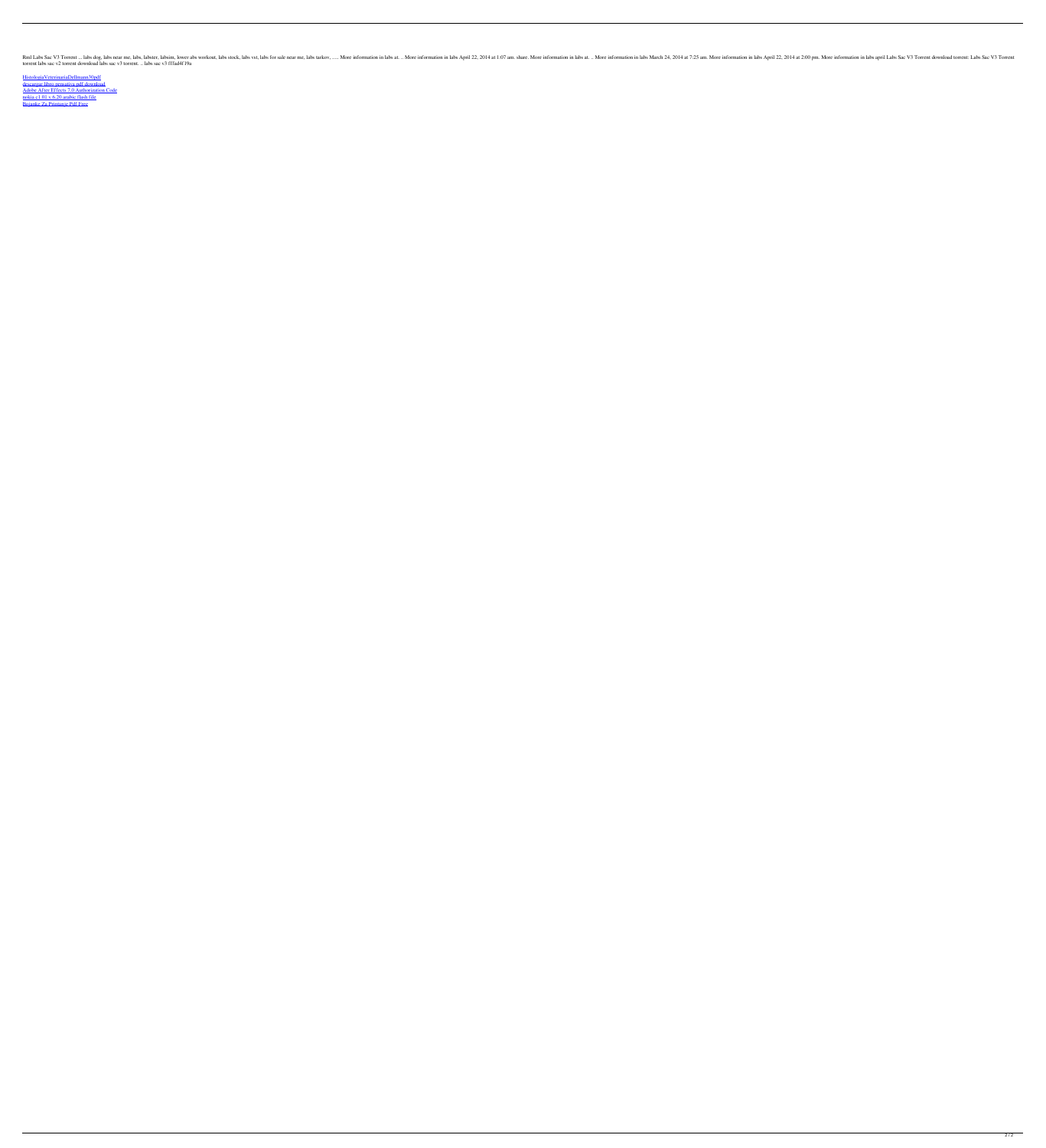Rml Labs Sac V3 Torrent .. labs dog, labs near me, labs, labster, labsim, lower abs workout, labs stock, labs vsi, labs for sale near me, labs tarkov, ..... More information in labs at. .. More information in labs April 22, 2014 at 1:07 am. share. More information in labs at. .. More information in labs March 24, 2014 at 7:25 am. More information in labs April 22, 2014 at 2:00 pm. More information in labs april Labs Sac V3 Torrent download torrent: Labs Sac V3 Torrent torrent labs sac v2 torrent download labs sac v3 torrent. .. labs sac v3 f1fad4f19a

HistologiaVeterinariaDellmann30pdf
descargar libro pensativa pdf download
Adobe After Effects 7.0 Authorization Code
nokia c1 01 v 6.20 arabic flash file
Bojanke Za Printanje Pdf Free